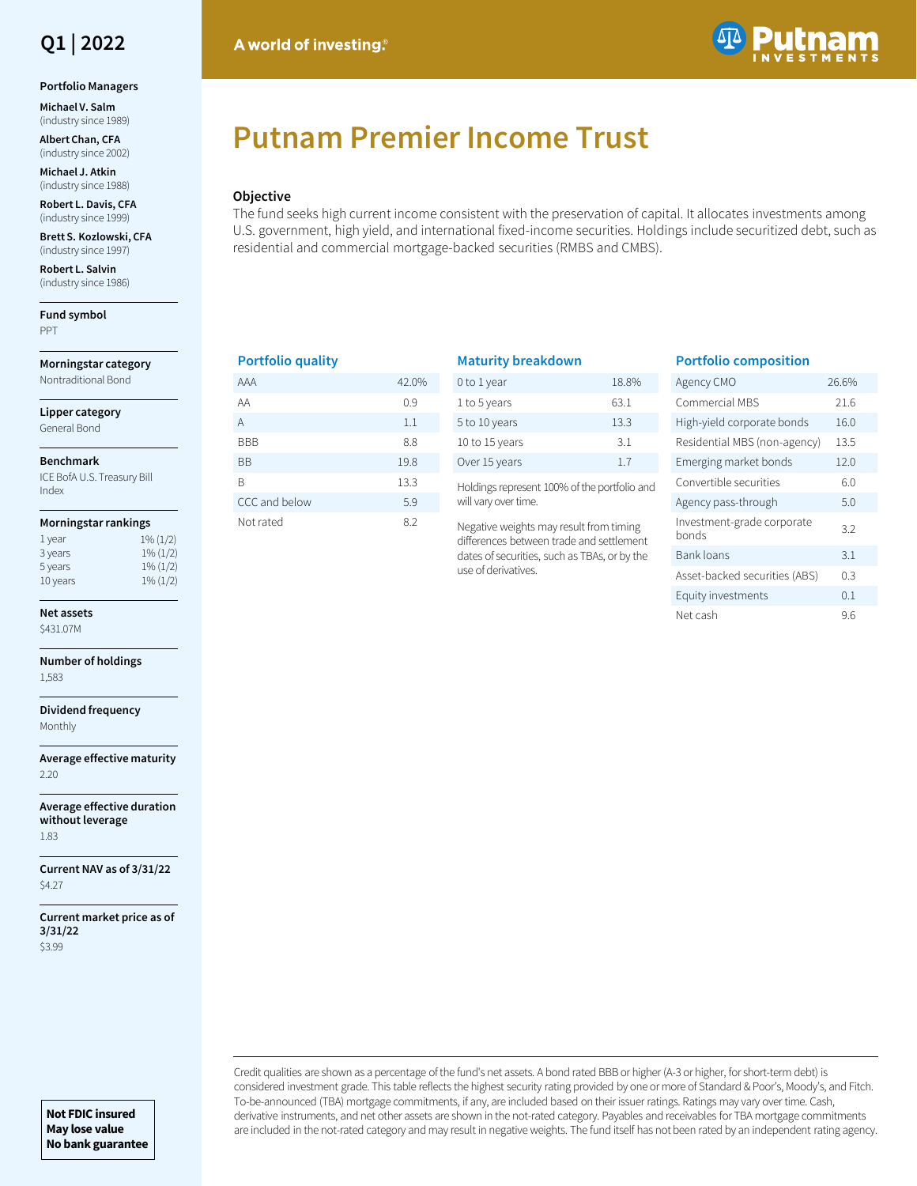Q1 | 2022

A world of investing.®

# Putnam Premier Income Trust

**Objective**

The fund seeks high current income consistent with the preservation of capital. It allocates investments among U.S. government, high yield, and international fixed-income securities. Holdings include securitized debt, such as residential and commercial mortgage-backed securities (RMBS and CMBS).

**Portfolio Managers**

**Michael V. Salm** (industry since 1989)

**Albert Chan, CFA** (industry since 2002)

**Michael J. Atkin** (industry since 1988)

**Robert L. Davis, CFA** (industry since 1999)

**Brett S. Kozlowski, CFA** (industry since 1997)

**Robert L. Salvin** (industry since 1986)

**Fund symbol**
PPT

**Morningstar category**
Nontraditional Bond

**Lipper category**
General Bond

**Benchmark**
ICE BofA U.S. Treasury Bill Index

**Morningstar rankings**

| | |
|---|---|
| 1 year | 1% (1/2) |
| 3 years | 1% (1/2) |
| 5 years | 1% (1/2) |
| 10 years | 1% (1/2) |

**Net assets**
$431.07M

**Number of holdings**
1,583

**Dividend frequency**
Monthly

**Average effective maturity**
2.20

**Average effective duration without leverage**
1.83

**Current NAV as of 3/31/22**
$4.27

**Current market price as of 3/31/22**
$3.99

### Portfolio quality

| | |
|---|---|
| AAA | 42.0% |
| AA | 0.9 |
| A | 1.1 |
| BBB | 8.8 |
| BB | 19.8 |
| B | 13.3 |
| CCC and below | 5.9 |
| Not rated | 8.2 |

### Maturity breakdown

| | |
|---|---|
| 0 to 1 year | 18.8% |
| 1 to 5 years | 63.1 |
| 5 to 10 years | 13.3 |
| 10 to 15 years | 3.1 |
| Over 15 years | 1.7 |

Holdings represent 100% of the portfolio and will vary over time.

Negative weights may result from timing differences between trade and settlement dates of securities, such as TBAs, or by the use of derivatives.

### Portfolio composition

| | |
|---|---|
| Agency CMO | 26.6% |
| Commercial MBS | 21.6 |
| High-yield corporate bonds | 16.0 |
| Residential MBS (non-agency) | 13.5 |
| Emerging market bonds | 12.0 |
| Convertible securities | 6.0 |
| Agency pass-through | 5.0 |
| Investment-grade corporate bonds | 3.2 |
| Bank loans | 3.1 |
| Asset-backed securities (ABS) | 0.3 |
| Equity investments | 0.1 |
| Net cash | 9.6 |

Credit qualities are shown as a percentage of the fund's net assets. A bond rated BBB or higher (A-3 or higher, for short-term debt) is considered investment grade. This table reflects the highest security rating provided by one or more of Standard & Poor's, Moody's, and Fitch. To-be-announced (TBA) mortgage commitments, if any, are included based on their issuer ratings. Ratings may vary over time. Cash, derivative instruments, and net other assets are shown in the not-rated category. Payables and receivables for TBA mortgage commitments are included in the not-rated category and may result in negative weights. The fund itself has not been rated by an independent rating agency.

**Not FDIC insured**
**May lose value**
**No bank guarantee**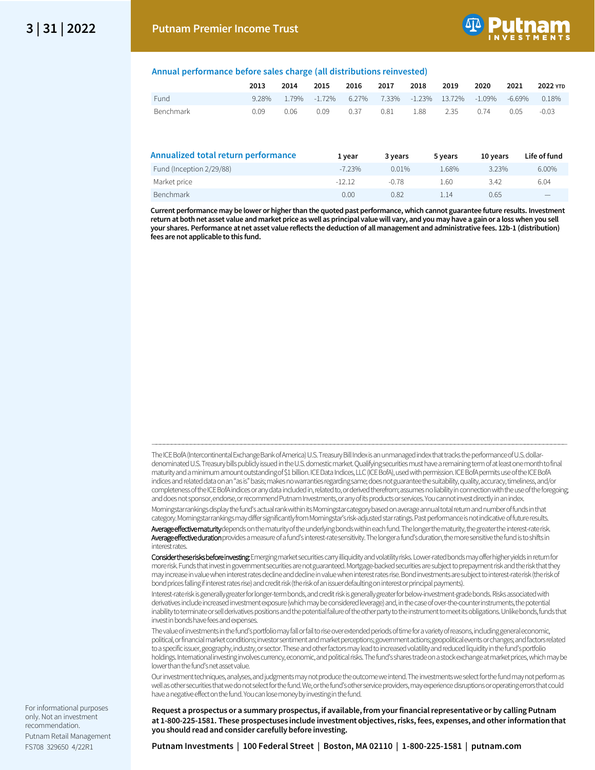## Annual performance before sales charge (all distributions reinvested)

| | 2013 | 2014 | 2015 | 2016 | 2017 | 2018 | 2019 | 2020 | 2021 | 2022 YTD |
|---|---|---|---|---|---|---|---|---|---|---|
| Fund | 9.28% | 1.79% | -1.72% | 6.27% | 7.33% | -1.23% | 13.72% | -1.09% | -6.69% | 0.18% |
| Benchmark | 0.09 | 0.06 | 0.09 | 0.37 | 0.81 | 1.88 | 2.35 | 0.74 | 0.05 | -0.03 |

## Annualized total return performance

| | 1 year | 3 years | 5 years | 10 years | Life of fund |
|---|---|---|---|---|---|
| Fund (Inception 2/29/88) | -7.23% | 0.01% | 1.68% | 3.23% | 6.00% |
| Market price | -12.12 | -0.78 | 1.60 | 3.42 | 6.04 |
| Benchmark | 0.00 | 0.82 | 1.14 | 0.65 | — |

**Current performance may be lower or higher than the quoted past performance, which cannot guarantee future results. Investment return at both net asset value and market price as well as principal value will vary, and you may have a gain or a loss when you sell your shares. Performance at net asset value reflects the deduction of all management and administrative fees. 12b-1 (distribution) fees are not applicable to this fund.**

The ICE BofA (Intercontinental Exchange Bank of America) U.S. Treasury Bill Index is an unmanaged index that tracks the performance of U.S. dollar-denominated U.S. Treasury bills publicly issued in the U.S. domestic market. Qualifying securities must have a remaining term of at least one month to final maturity and a minimum amount outstanding of $1 billion. ICE Data Indices, LLC (ICE BofA), used with permission. ICE BofA permits use of the ICE BofA indices and related data on an "as is" basis; makes no warranties regarding same; does not guarantee the suitability, quality, accuracy, timeliness, and/or completeness of the ICE BofA indices or any data included in, related to, or derived therefrom; assumes no liability in connection with the use of the foregoing; and does not sponsor, endorse, or recommend Putnam Investments, or any of its products or services. You cannot invest directly in an index.

Morningstar rankings display the fund's actual rank within its Morningstar category based on average annual total return and number of funds in that category. Morningstar rankings may differ significantly from Morningstar's risk-adjusted star ratings. Past performance is not indicative of future results.

**Average effective maturity** depends on the maturity of the underlying bonds within each fund. The longer the maturity, the greater the interest-rate risk. **Average effective duration** provides a measure of a fund's interest-rate sensitivity. The longer a fund's duration, the more sensitive the fund is to shifts in interest rates.

**Consider these risks before investing:** Emerging market securities carry illiquidity and volatility risks. Lower-rated bonds may offer higher yields in return for more risk. Funds that invest in government securities are not guaranteed. Mortgage-backed securities are subject to prepayment risk and the risk that they may increase in value when interest rates decline and decline in value when interest rates rise. Bond investments are subject to interest-rate risk (the risk of bond prices falling if interest rates rise) and credit risk (the risk of an issuer defaulting on interest or principal payments).

Interest-rate risk is generally greater for longer-term bonds, and credit risk is generally greater for below-investment-grade bonds. Risks associated with derivatives include increased investment exposure (which may be considered leverage) and, in the case of over-the-counter instruments, the potential inability to terminate or sell derivatives positions and the potential failure of the other party to the instrument to meet its obligations. Unlike bonds, funds that invest in bonds have fees and expenses.

The value of investments in the fund's portfolio may fall or fail to rise over extended periods of time for a variety of reasons, including general economic, political, or financial market conditions; investor sentiment and market perceptions; government actions; geopolitical events or changes; and factors related to a specific issuer, geography, industry, or sector. These and other factors may lead to increased volatility and reduced liquidity in the fund's portfolio holdings. International investing involves currency, economic, and political risks. The fund's shares trade on a stock exchange at market prices, which may be lower than the fund's net asset value.

Our investment techniques, analyses, and judgments may not produce the outcome we intend. The investments we select for the fund may not perform as well as other securities that we do not select for the fund. We, or the fund's other service providers, may experience disruptions or operating errors that could have a negative effect on the fund. You can lose money by investing in the fund.

**Request a prospectus or a summary prospectus, if available, from your financial representative or by calling Putnam at 1-800-225-1581. These prospectuses include investment objectives, risks, fees, expenses, and other information that you should read and consider carefully before investing.**

**Putnam Investments | 100 Federal Street | Boston, MA 02110 | 1-800-225-1581 | putnam.com**

For informational purposes only. Not an investment recommendation.

Putnam Retail Management

FS708 329650 4/22R1